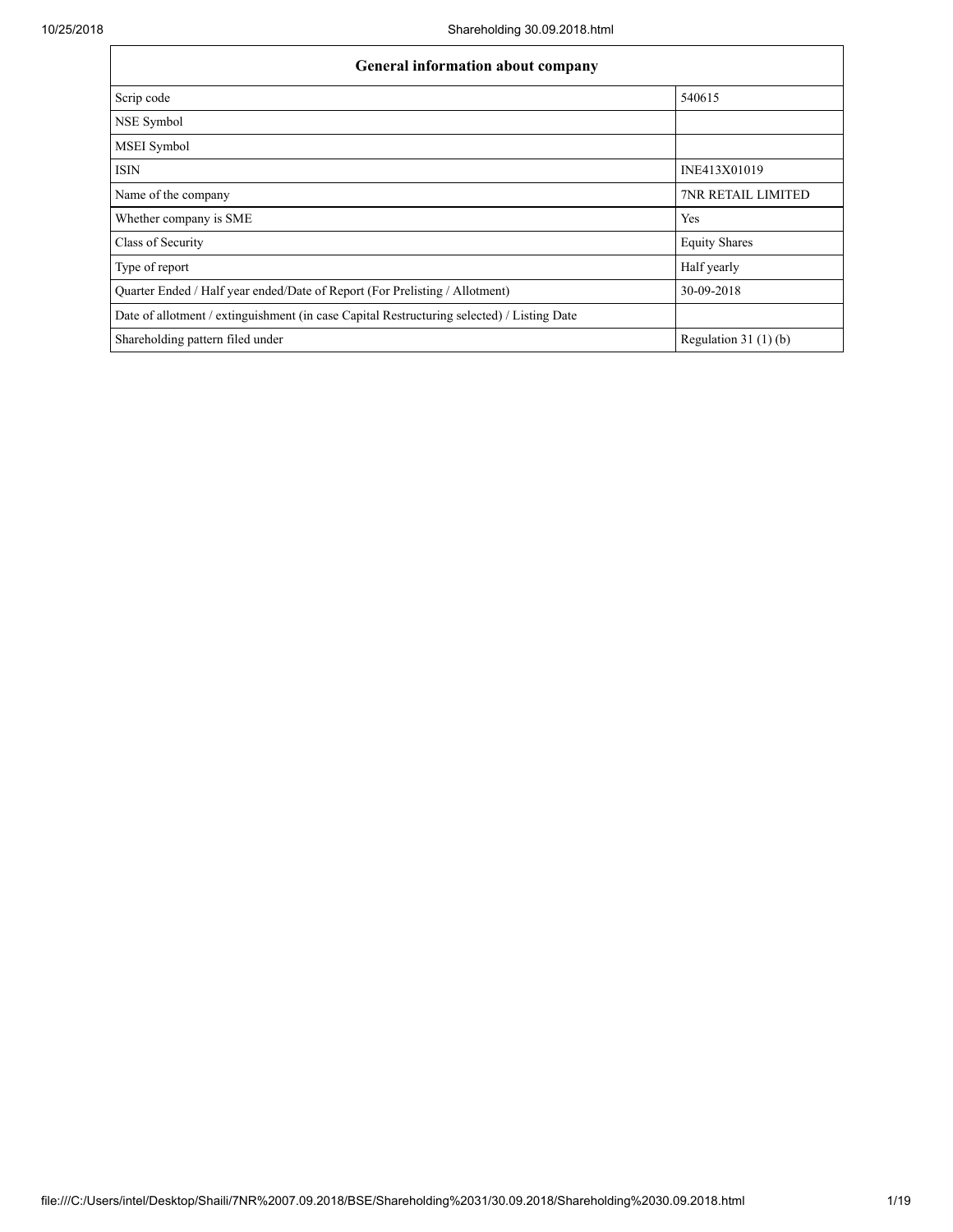| General information about company | |
| --- | --- |
| Scrip code | 540615 |
| NSE Symbol | |
| MSEI Symbol | |
| ISIN | INE413X01019 |
| Name of the company | 7NR RETAIL LIMITED |
| Whether company is SME | Yes |
| Class of Security | Equity Shares |
| Type of report | Half yearly |
| Quarter Ended / Half year ended/Date of Report (For Prelisting / Allotment) | 30-09-2018 |
| Date of allotment / extinguishment (in case Capital Restructuring selected) / Listing Date | |
| Shareholding pattern filed under | Regulation 31 (1) (b) |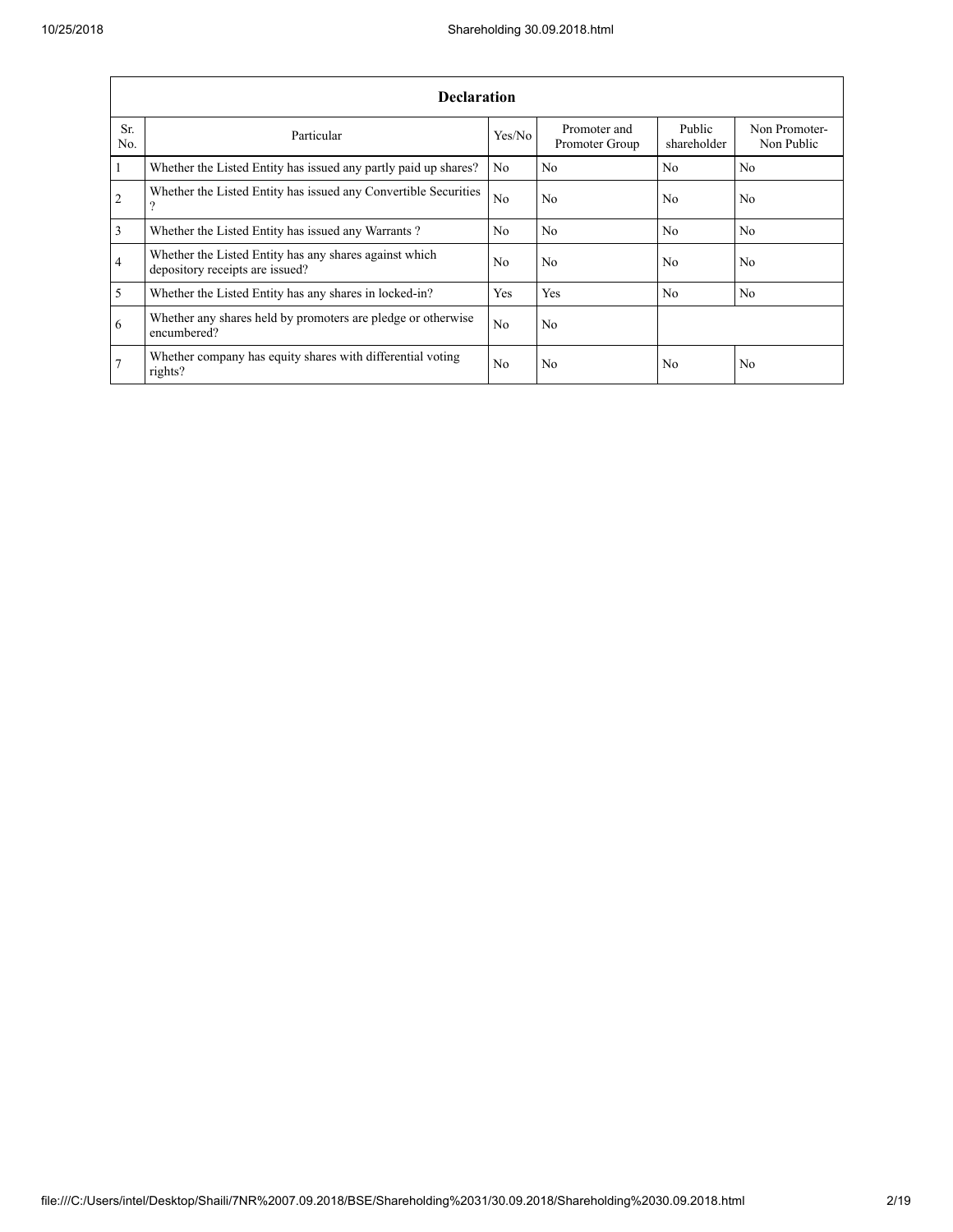| Declaration | | | | | |
|---|---|---|---|---|---|
| Sr. No. | Particular | Yes/No | Promoter and Promoter Group | Public shareholder | Non Promoter- Non Public |
| 1 | Whether the Listed Entity has issued any partly paid up shares? | No | No | No | No |
| 2 | Whether the Listed Entity has issued any Convertible Securities ? | No | No | No | No |
| 3 | Whether the Listed Entity has issued any Warrants ? | No | No | No | No |
| 4 | Whether the Listed Entity has any shares against which depository receipts are issued? | No | No | No | No |
| 5 | Whether the Listed Entity has any shares in locked-in? | Yes | Yes | No | No |
| 6 | Whether any shares held by promoters are pledge or otherwise encumbered? | No | No | | |
| 7 | Whether company has equity shares with differential voting rights? | No | No | No | No |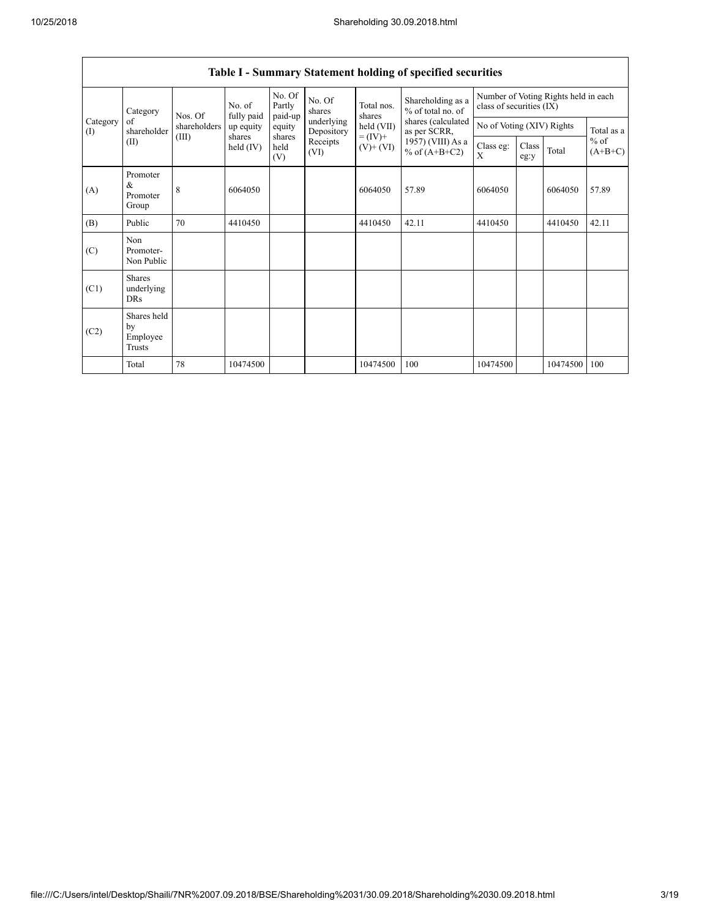| Table I - Summary Statement holding of specified securities | | | | | | | | | | | | |
|---|---|---|---|---|---|---|---|---|---|---|---|---|
| Category (I) | Category of shareholder (II) | Nos. Of shareholders (III) | No. of fully paid up equity shares held (IV) | No. Of Partly paid-up equity shares held (V) | No. Of shares underlying Depository Receipts (VI) | Total nos. shares held (VII) = (IV)+ (V)+ (VI) | Shareholding as a % of total no. of shares (calculated as per SCRR, 1957) (VIII) As a % of (A+B+C2) | Number of Voting Rights held in each class of securities (IX) | | | |
| | | | | | | | | No of Voting (XIV) Rights | | | Total as a % of (A+B+C) |
| | | | | | | | | Class eg: X | Class eg:y | Total | |
| (A) | Promoter & Promoter Group | 8 | 6064050 | | | 6064050 | 57.89 | 6064050 | | 6064050 | 57.89 |
| (B) | Public | 70 | 4410450 | | | 4410450 | 42.11 | 4410450 | | 4410450 | 42.11 |
| (C) | Non Promoter- Non Public | | | | | | | | | | |
| (C1) | Shares underlying DRs | | | | | | | | | | |
| (C2) | Shares held by Employee Trusts | | | | | | | | | | |
| | Total | 78 | 10474500 | | | 10474500 | 100 | 10474500 | | 10474500 | 100 |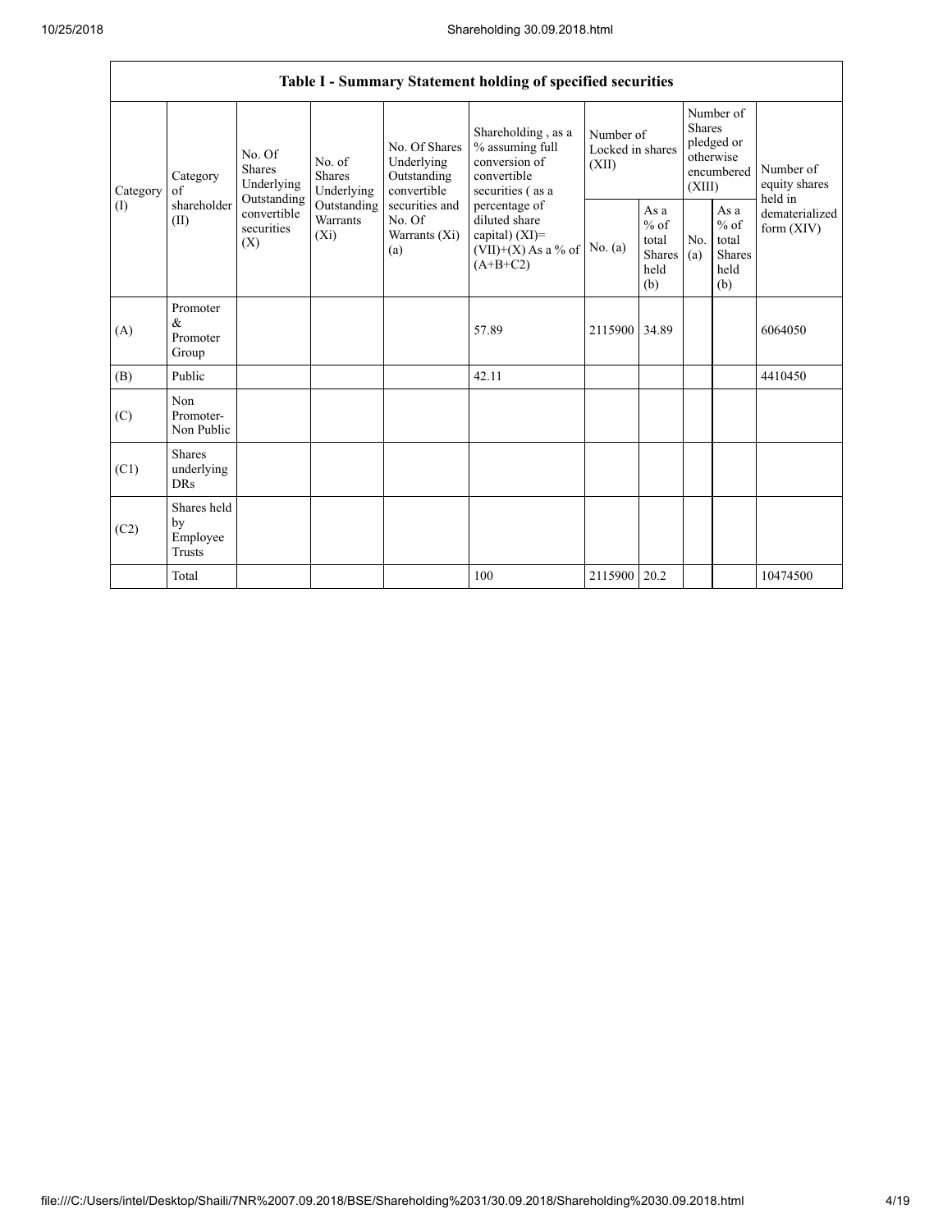| Table I - Summary Statement holding of specified securities | | | | | | | | | | | |
|---|---|---|---|---|---|---|---|---|---|---|---|
| Category (I) | Category of shareholder (II) | No. Of Shares Underlying Outstanding convertible securities (X) | No. of Shares Underlying Outstanding Warrants (Xi) | No. Of Shares Underlying Outstanding convertible securities and No. Of Warrants (Xi) (a) | Shareholding , as a % assuming full conversion of convertible securities ( as a percentage of diluted share capital) (XI)= (VII)+(X) As a % of (A+B+C2) | Number of Locked in shares (XII) | | Number of Shares pledged or otherwise encumbered (XIII) | | Number of equity shares held in dematerialized form (XIV) |
| | | | | | | No. (a) | As a % of total Shares held (b) | No. (a) | As a % of total Shares held (b) | |
| (A) | Promoter & Promoter Group | | | | 57.89 | 2115900 | 34.89 | | | 6064050 |
| (B) | Public | | | | 42.11 | | | | | 4410450 |
| (C) | Non Promoter- Non Public | | | | | | | | | |
| (C1) | Shares underlying DRs | | | | | | | | | |
| (C2) | Shares held by Employee Trusts | | | | | | | | | |
| | Total | | | | 100 | 2115900 | 20.2 | | | 10474500 |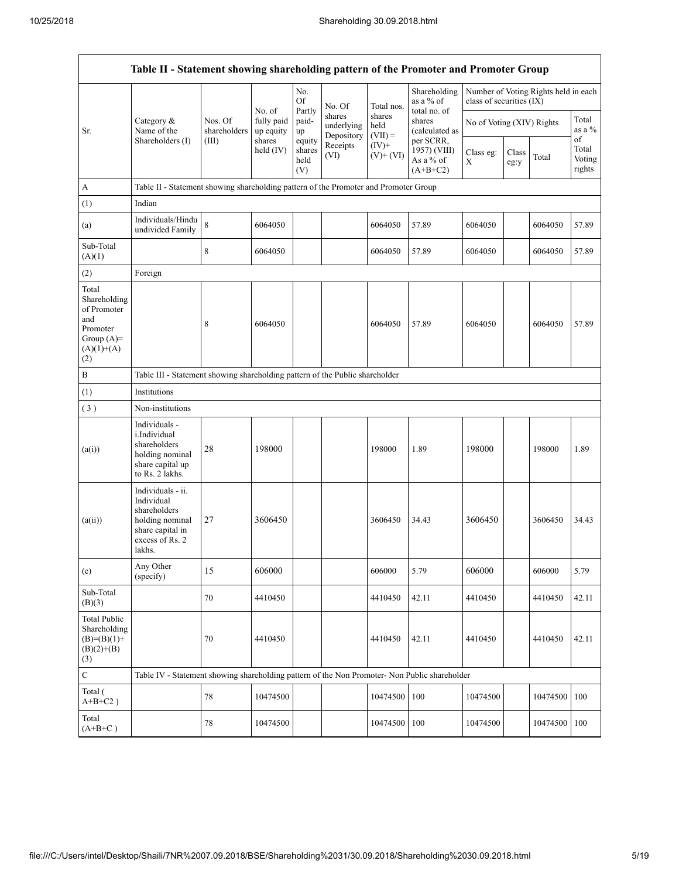| Table II - Statement showing shareholding pattern of the Promoter and Promoter Group | | | | | | | | | | | | |
|---|---|---|---|---|---|---|---|---|---|---|---|---|
| Sr. | Category & Name of the Shareholders (I) | Nos. Of shareholders (III) | No. of fully paid up equity shares held (IV) | No. Of Partly paid-up equity shares held (V) | No. Of shares underlying Depository Receipts (VI) | Total nos. shares held (VII) = (IV)+ (V)+ (VI) | Shareholding as a % of total no. of shares (calculated as per SCRR, 1957) (VIII) As a % of (A+B+C2) | Number of Voting Rights held in each class of securities (IX) | | | |
| | | | | | | | | No of Voting (XIV) Rights | | | Total as a % of Total Voting rights |
| | | | | | | | | Class eg: X | Class eg:y | Total | |
| A | Table II - Statement showing shareholding pattern of the Promoter and Promoter Group | | | | | | | | | | |
| (1) | Indian | | | | | | | | | | |
| (a) | Individuals/Hindu undivided Family | 8 | 6064050 | | | 6064050 | 57.89 | 6064050 | | 6064050 | 57.89 |
| Sub-Total (A)(1) | | 8 | 6064050 | | | 6064050 | 57.89 | 6064050 | | 6064050 | 57.89 |
| (2) | Foreign | | | | | | | | | | |
| Total Shareholding of Promoter and Promoter Group (A)= (A)(1)+(A)(2) | | 8 | 6064050 | | | 6064050 | 57.89 | 6064050 | | 6064050 | 57.89 |
| B | Table III - Statement showing shareholding pattern of the Public shareholder | | | | | | | | | | |
| (1) | Institutions | | | | | | | | | | |
| (3) | Non-institutions | | | | | | | | | | |
| (a(i)) | Individuals - i.Individual shareholders holding nominal share capital up to Rs. 2 lakhs. | 28 | 198000 | | | 198000 | 1.89 | 198000 | | 198000 | 1.89 |
| (a(ii)) | Individuals - ii. Individual shareholders holding nominal share capital in excess of Rs. 2 lakhs. | 27 | 3606450 | | | 3606450 | 34.43 | 3606450 | | 3606450 | 34.43 |
| (e) | Any Other (specify) | 15 | 606000 | | | 606000 | 5.79 | 606000 | | 606000 | 5.79 |
| Sub-Total (B)(3) | | 70 | 4410450 | | | 4410450 | 42.11 | 4410450 | | 4410450 | 42.11 |
| Total Public Shareholding (B)=(B)(1)+(B)(2)+(B)(3) | | 70 | 4410450 | | | 4410450 | 42.11 | 4410450 | | 4410450 | 42.11 |
| C | Table IV - Statement showing shareholding pattern of the Non Promoter- Non Public shareholder | | | | | | | | | | |
| Total ( A+B+C2 ) | | 78 | 10474500 | | | 10474500 | 100 | 10474500 | | 10474500 | 100 |
| Total (A+B+C ) | | 78 | 10474500 | | | 10474500 | 100 | 10474500 | | 10474500 | 100 |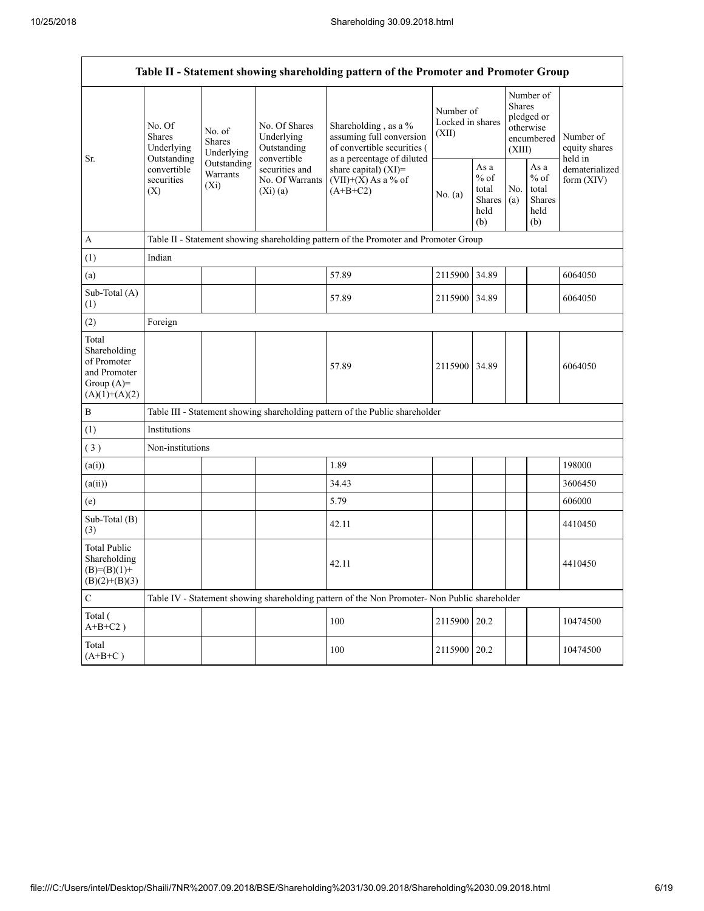| Table II - Statement showing shareholding pattern of the Promoter and Promoter Group | | | | | | | | | |
|---|---|---|---|---|---|---|---|---|---|
| Sr. | No. Of Shares Underlying Outstanding convertible securities (X) | No. of Shares Underlying Outstanding Warrants (Xi) | No. Of Shares Underlying Outstanding convertible securities and No. Of Warrants (Xi) (a) | Shareholding , as a % assuming full conversion of convertible securities ( as a percentage of diluted share capital) (XI)= (VII)+(X) As a % of (A+B+C2) | Number of Locked in shares (XII) | | Number of Shares pledged or otherwise encumbered (XIII) | | Number of equity shares held in dematerialized form (XIV) |
| | | | | | No. (a) | As a % of total Shares held (b) | No. (a) | As a % of total Shares held (b) | |
| A | Table II - Statement showing shareholding pattern of the Promoter and Promoter Group | | | | | | | | |
| (1) | Indian | | | | | | | | |
| (a) | | | | 57.89 | 2115900 | 34.89 | | | 6064050 |
| Sub-Total (A) (1) | | | | 57.89 | 2115900 | 34.89 | | | 6064050 |
| (2) | Foreign | | | | | | | | |
| Total Shareholding of Promoter and Promoter Group (A)= (A)(1)+(A)(2) | | | | 57.89 | 2115900 | 34.89 | | | 6064050 |
| B | Table III - Statement showing shareholding pattern of the Public shareholder | | | | | | | | |
| (1) | Institutions | | | | | | | | |
| ( 3 ) | Non-institutions | | | | | | | | |
| (a(i)) | | | | 1.89 | | | | | 198000 |
| (a(ii)) | | | | 34.43 | | | | | 3606450 |
| (e) | | | | 5.79 | | | | | 606000 |
| Sub-Total (B) (3) | | | | 42.11 | | | | | 4410450 |
| Total Public Shareholding (B)=(B)(1)+ (B)(2)+(B)(3) | | | | 42.11 | | | | | 4410450 |
| C | Table IV - Statement showing shareholding pattern of the Non Promoter- Non Public shareholder | | | | | | | | |
| Total ( A+B+C2 ) | | | | 100 | 2115900 | 20.2 | | | 10474500 |
| Total (A+B+C ) | | | | 100 | 2115900 | 20.2 | | | 10474500 |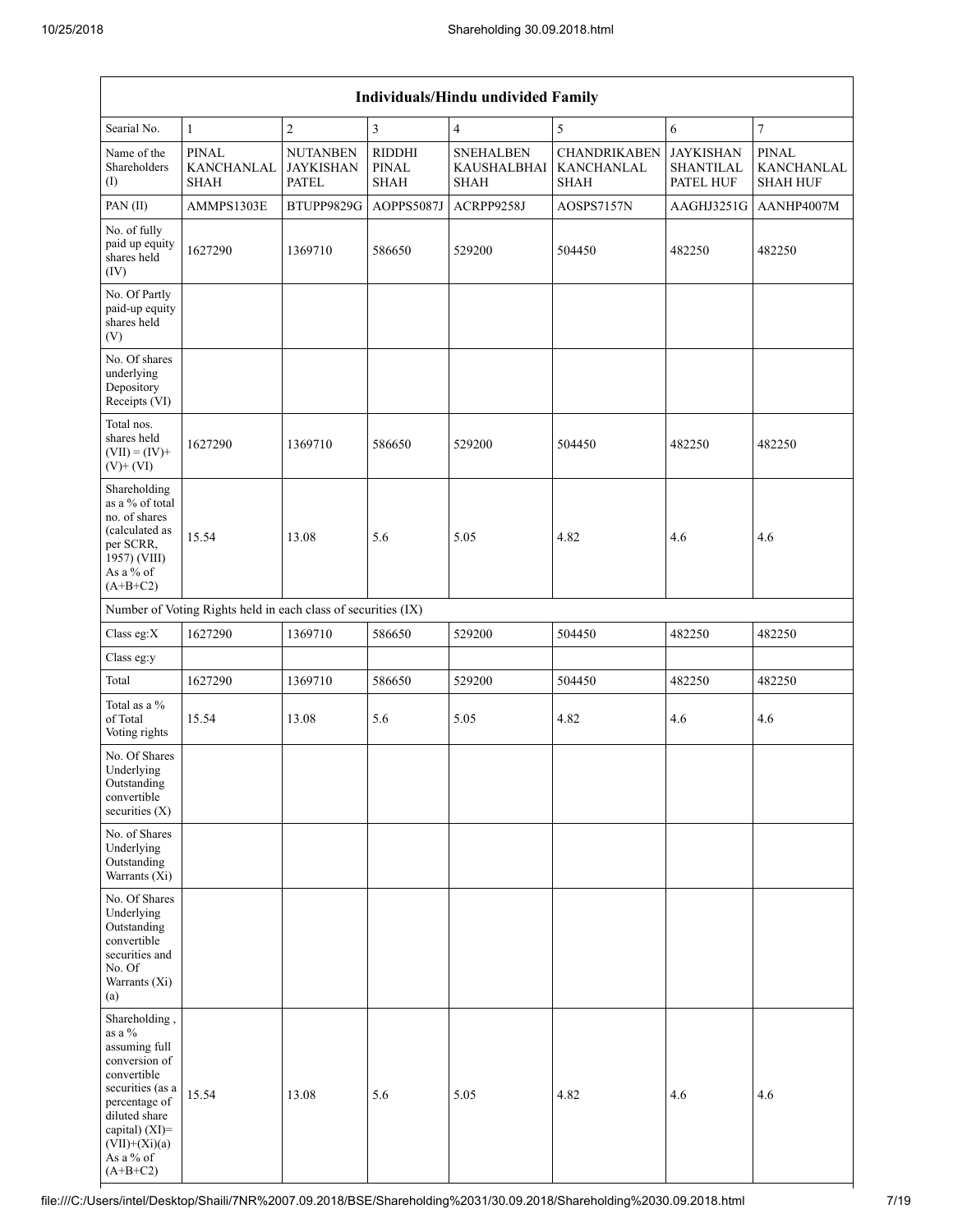| Individuals/Hindu undivided Family | | | | | | | |
|---|---|---|---|---|---|---|---|
| Searial No. | 1 | 2 | 3 | 4 | 5 | 6 | 7 |
| Name of the Shareholders (I) | PINAL KANCHANLAL SHAH | NUTANBEN JAYKISHAN PATEL | RIDDHI PINAL SHAH | SNEHALBEN KAUSHALBHAI SHAH | CHANDRIKABEN KANCHANLAL SHAH | JAYKISHAN SHANTILAL PATEL HUF | PINAL KANCHANLAL SHAH HUF |
| PAN (II) | AMMPS1303E | BTUPP9829G | AOPPS5087J | ACRPP9258J | AOSPS7157N | AAGHJ3251G | AANHP4007M |
| No. of fully paid up equity shares held (IV) | 1627290 | 1369710 | 586650 | 529200 | 504450 | 482250 | 482250 |
| No. Of Partly paid-up equity shares held (V) | | | | | | | |
| No. Of shares underlying Depository Receipts (VI) | | | | | | | |
| Total nos. shares held (VII) = (IV)+(V)+ (VI) | 1627290 | 1369710 | 586650 | 529200 | 504450 | 482250 | 482250 |
| Shareholding as a % of total no. of shares (calculated as per SCRR, 1957) (VIII) As a % of (A+B+C2) | 15.54 | 13.08 | 5.6 | 5.05 | 4.82 | 4.6 | 4.6 |
| Number of Voting Rights held in each class of securities (IX) | | | | | | | |
| Class eg:X | 1627290 | 1369710 | 586650 | 529200 | 504450 | 482250 | 482250 |
| Class eg:y | | | | | | | |
| Total | 1627290 | 1369710 | 586650 | 529200 | 504450 | 482250 | 482250 |
| Total as a % of Total Voting rights | 15.54 | 13.08 | 5.6 | 5.05 | 4.82 | 4.6 | 4.6 |
| No. Of Shares Underlying Outstanding convertible securities (X) | | | | | | | |
| No. of Shares Underlying Outstanding Warrants (Xi) | | | | | | | |
| No. Of Shares Underlying Outstanding convertible securities and No. Of Warrants (Xi) (a) | | | | | | | |
| Shareholding , as a % assuming full conversion of convertible securities (as a percentage of diluted share capital) (XI)= (VII)+(Xi)(a) As a % of (A+B+C2) | 15.54 | 13.08 | 5.6 | 5.05 | 4.82 | 4.6 | 4.6 |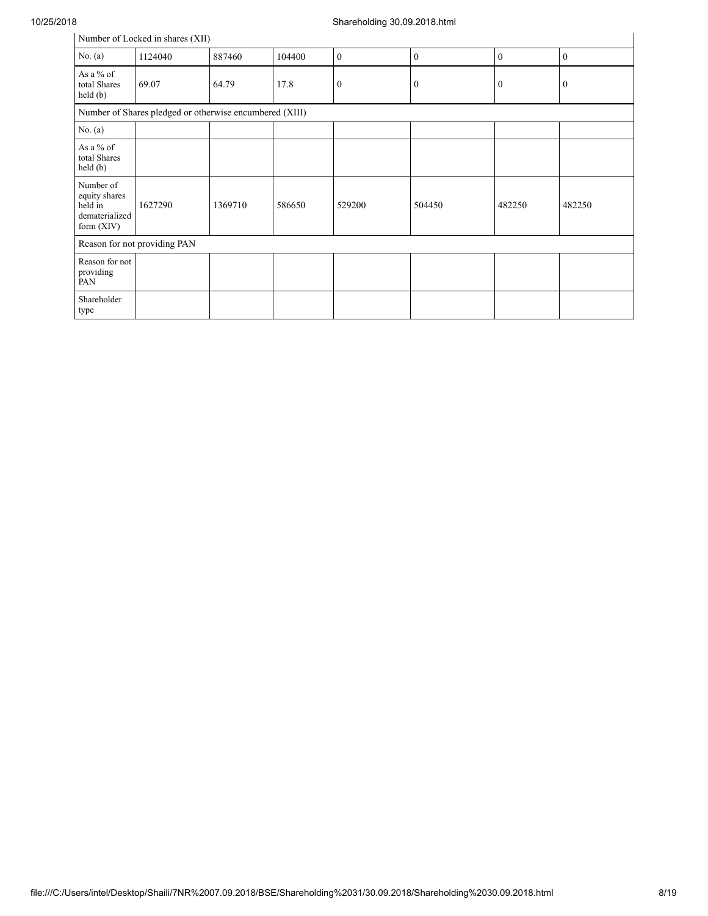| Number of Locked in shares (XII) | | | | | | | |
|---|---|---|---|---|---|---|---|
| No. (a) | 1124040 | 887460 | 104400 | 0 | 0 | 0 | 0 |
| As a % of total Shares held (b) | 69.07 | 64.79 | 17.8 | 0 | 0 | 0 | 0 |
| Number of Shares pledged or otherwise encumbered (XIII) | | | | | | | |
| No. (a) | | | | | | | |
| As a % of total Shares held (b) | | | | | | | |
| Number of equity shares held in dematerialized form (XIV) | 1627290 | 1369710 | 586650 | 529200 | 504450 | 482250 | 482250 |
| Reason for not providing PAN | | | | | | | |
| Reason for not providing PAN | | | | | | | |
| Shareholder type | | | | | | | |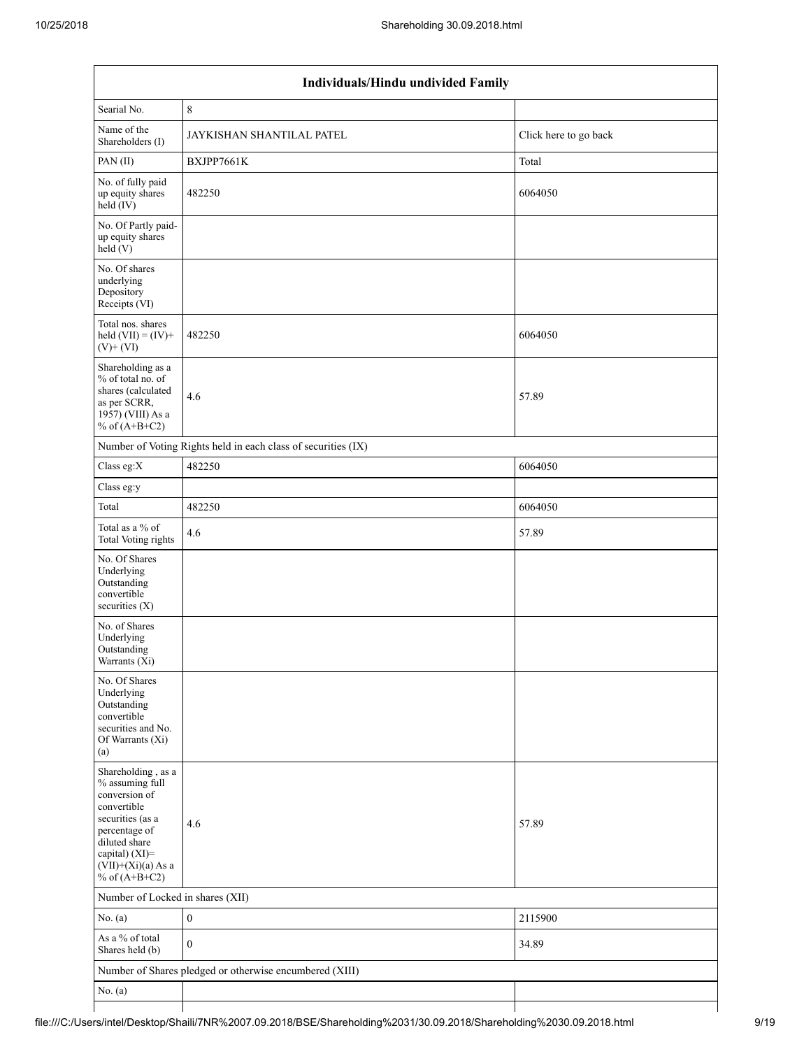| Individuals/Hindu undivided Family | | |
|---|---|---|
| Searial No. | 8 | |
| Name of the Shareholders (I) | JAYKISHAN SHANTILAL PATEL | Click here to go back |
| PAN (II) | BXJPP7661K | Total |
| No. of fully paid up equity shares held (IV) | 482250 | 6064050 |
| No. Of Partly paid-up equity shares held (V) | | |
| No. Of shares underlying Depository Receipts (VI) | | |
| Total nos. shares held (VII) = (IV)+ (V)+ (VI) | 482250 | 6064050 |
| Shareholding as a % of total no. of shares (calculated as per SCRR, 1957) (VIII) As a % of (A+B+C2) | 4.6 | 57.89 |
| Number of Voting Rights held in each class of securities (IX) | | |
| Class eg:X | 482250 | 6064050 |
| Class eg:y | | |
| Total | 482250 | 6064050 |
| Total as a % of Total Voting rights | 4.6 | 57.89 |
| No. Of Shares Underlying Outstanding convertible securities (X) | | |
| No. of Shares Underlying Outstanding Warrants (Xi) | | |
| No. Of Shares Underlying Outstanding convertible securities and No. Of Warrants (Xi) (a) | | |
| Shareholding , as a % assuming full conversion of convertible securities (as a percentage of diluted share capital) (XI)= (VII)+(Xi)(a) As a % of (A+B+C2) | 4.6 | 57.89 |
| Number of Locked in shares (XII) | | |
| No. (a) | 0 | 2115900 |
| As a % of total Shares held (b) | 0 | 34.89 |
| Number of Shares pledged or otherwise encumbered (XIII) | | |
| No. (a) | | |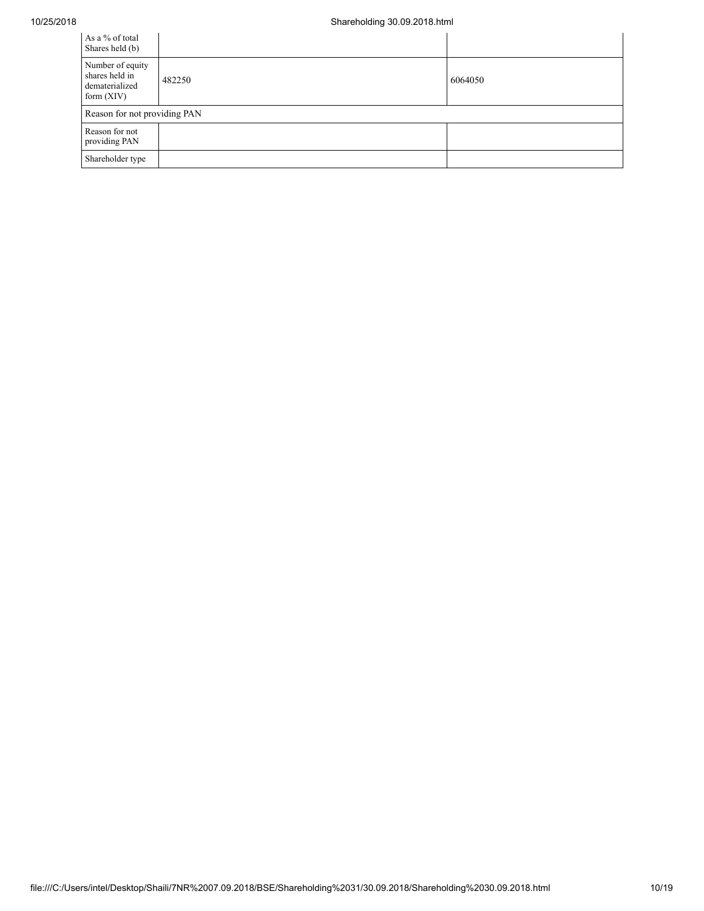| | | |
|---|---|---|
| As a % of total Shares held (b) | | |
| Number of equity shares held in dematerialized form (XIV) | 482250 | 6064050 |
| Reason for not providing PAN | | |
| Reason for not providing PAN | | |
| Shareholder type | | |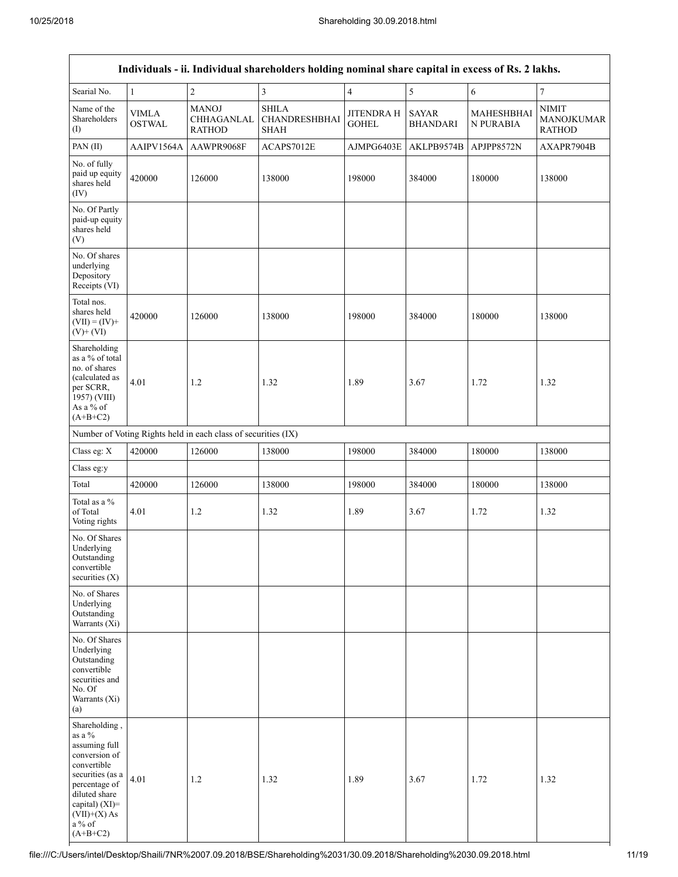| Individuals - ii. Individual shareholders holding nominal share capital in excess of Rs. 2 lakhs. | | | | | | | |
|---|---|---|---|---|---|---|---|
| Searial No. | 1 | 2 | 3 | 4 | 5 | 6 | 7 |
| Name of the Shareholders (I) | VIMLA OSTWAL | MANOJ CHHAGANLAL RATHOD | SHILA CHANDRESHBHAI SHAH | JITENDRA H GOHEL | SAYAR BHANDARI | MAHESHBHAI N PURABIA | NIMIT MANOJKUMAR RATHOD |
| PAN (II) | AAIPV1564A | AAWPR9068F | ACAPS7012E | AJMPG6403E | AKLPB9574B | APJPP8572N | AXAPR7904B |
| No. of fully paid up equity shares held (IV) | 420000 | 126000 | 138000 | 198000 | 384000 | 180000 | 138000 |
| No. Of Partly paid-up equity shares held (V) | | | | | | | |
| No. Of shares underlying Depository Receipts (VI) | | | | | | | |
| Total nos. shares held (VII) = (IV)+ (V)+ (VI) | 420000 | 126000 | 138000 | 198000 | 384000 | 180000 | 138000 |
| Shareholding as a % of total no. of shares (calculated as per SCRR, 1957) (VIII) As a % of (A+B+C2) | 4.01 | 1.2 | 1.32 | 1.89 | 3.67 | 1.72 | 1.32 |
| Number of Voting Rights held in each class of securities (IX) | | | | | | | |
| Class eg: X | 420000 | 126000 | 138000 | 198000 | 384000 | 180000 | 138000 |
| Class eg:y | | | | | | | |
| Total | 420000 | 126000 | 138000 | 198000 | 384000 | 180000 | 138000 |
| Total as a % of Total Voting rights | 4.01 | 1.2 | 1.32 | 1.89 | 3.67 | 1.72 | 1.32 |
| No. Of Shares Underlying Outstanding convertible securities (X) | | | | | | | |
| No. of Shares Underlying Outstanding Warrants (Xi) | | | | | | | |
| No. Of Shares Underlying Outstanding convertible securities and No. Of Warrants (Xi) (a) | | | | | | | |
| Shareholding , as a % assuming full conversion of convertible securities (as a percentage of diluted share capital) (XI)= (VII)+(X) As a % of (A+B+C2) | 4.01 | 1.2 | 1.32 | 1.89 | 3.67 | 1.72 | 1.32 |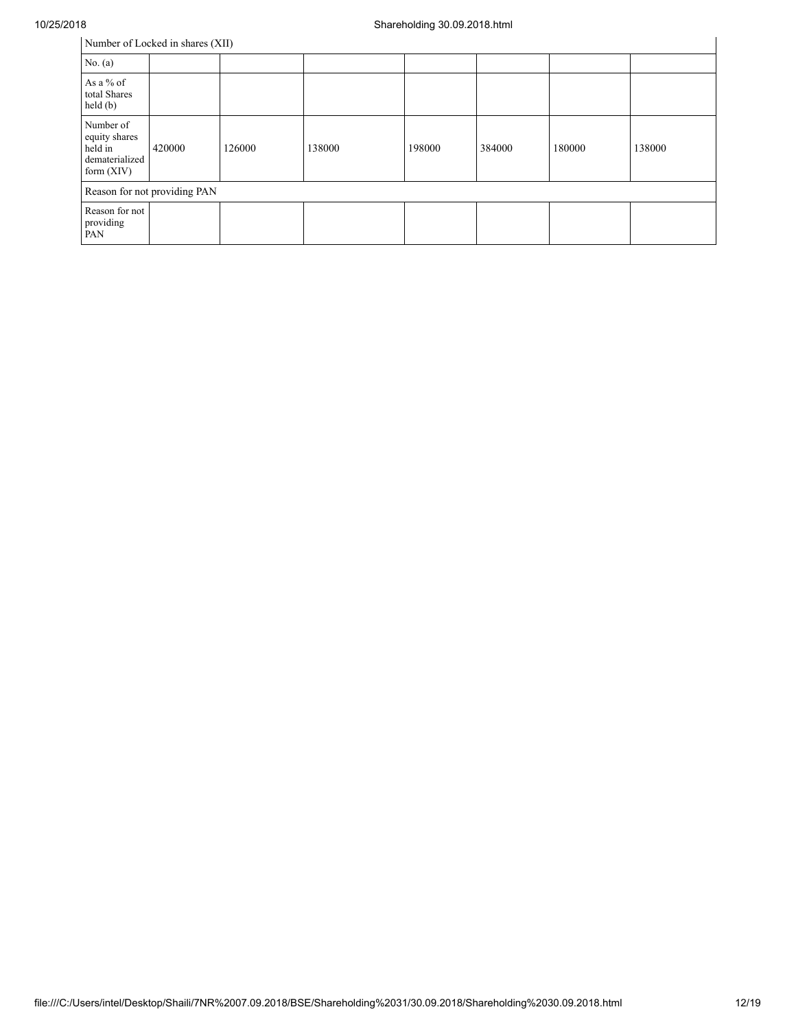| Number of Locked in shares (XII) | | | | | | | |
|---|---|---|---|---|---|---|---|
| No. (a) | | | | | | | |
| As a % of total Shares held (b) | | | | | | | |
| Number of equity shares held in dematerialized form (XIV) | 420000 | 126000 | 138000 | 198000 | 384000 | 180000 | 138000 |
| Reason for not providing PAN | | | | | | | |
| Reason for not providing PAN | | | | | | | |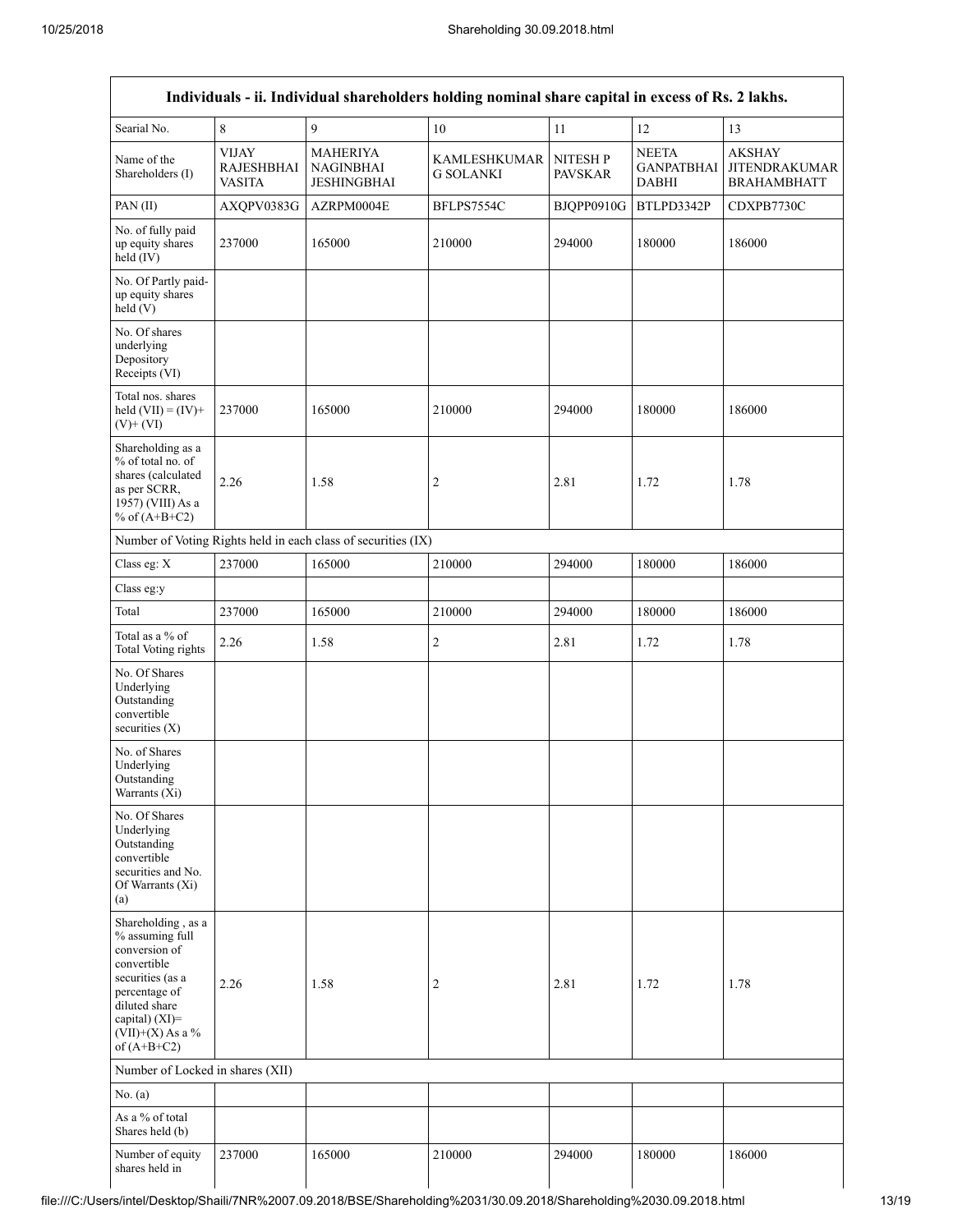| Individuals - ii. Individual shareholders holding nominal share capital in excess of Rs. 2 lakhs. | | | | | | |
|---|---|---|---|---|---|---|
| Searial No. | 8 | 9 | 10 | 11 | 12 | 13 |
| Name of the Shareholders (I) | VIJAY RAJESHBHAI VASITA | MAHERIYA NAGINBHAI JESHINGBHAI | KAMLESHKUMAR G SOLANKI | NITESH P PAVSKAR | NEETA GANPATBHAI DABHI | AKSHAY JITENDRAKUMAR BRAHAMBHATT |
| PAN (II) | AXQPV0383G | AZRPM0004E | BFLPS7554C | BJQPP0910G | BTLPD3342P | CDXPB7730C |
| No. of fully paid up equity shares held (IV) | 237000 | 165000 | 210000 | 294000 | 180000 | 186000 |
| No. Of Partly paid-up equity shares held (V) | | | | | | |
| No. Of shares underlying Depository Receipts (VI) | | | | | | |
| Total nos. shares held (VII) = (IV)+ (V)+ (VI) | 237000 | 165000 | 210000 | 294000 | 180000 | 186000 |
| Shareholding as a % of total no. of shares (calculated as per SCRR, 1957) (VIII) As a % of (A+B+C2) | 2.26 | 1.58 | 2 | 2.81 | 1.72 | 1.78 |
| Number of Voting Rights held in each class of securities (IX) | | | | | | |
| Class eg: X | 237000 | 165000 | 210000 | 294000 | 180000 | 186000 |
| Class eg:y | | | | | | |
| Total | 237000 | 165000 | 210000 | 294000 | 180000 | 186000 |
| Total as a % of Total Voting rights | 2.26 | 1.58 | 2 | 2.81 | 1.72 | 1.78 |
| No. Of Shares Underlying Outstanding convertible securities (X) | | | | | | |
| No. of Shares Underlying Outstanding Warrants (Xi) | | | | | | |
| No. Of Shares Underlying Outstanding convertible securities and No. Of Warrants (Xi) (a) | | | | | | |
| Shareholding , as a % assuming full conversion of convertible securities (as a percentage of diluted share capital) (XI)= (VII)+(X) As a % of (A+B+C2) | 2.26 | 1.58 | 2 | 2.81 | 1.72 | 1.78 |
| Number of Locked in shares (XII) | | | | | | |
| No. (a) | | | | | | |
| As a % of total Shares held (b) | | | | | | |
| Number of equity shares held in | 237000 | 165000 | 210000 | 294000 | 180000 | 186000 |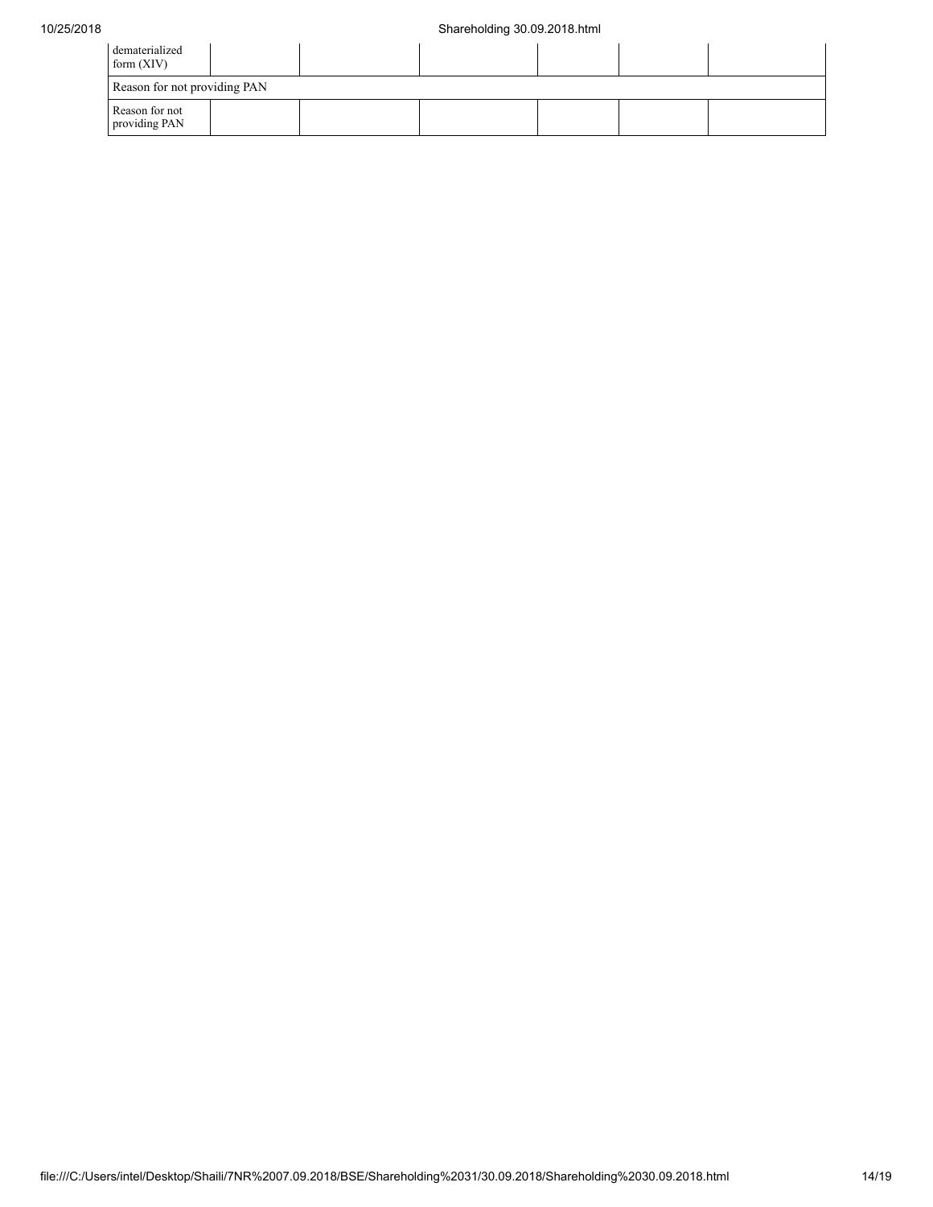| dematerialized form (XIV) | | | | | | |
| --- | --- | --- | --- | --- | --- | --- |
| Reason for not providing PAN | | | | | | |
| Reason for not providing PAN | | | | | | |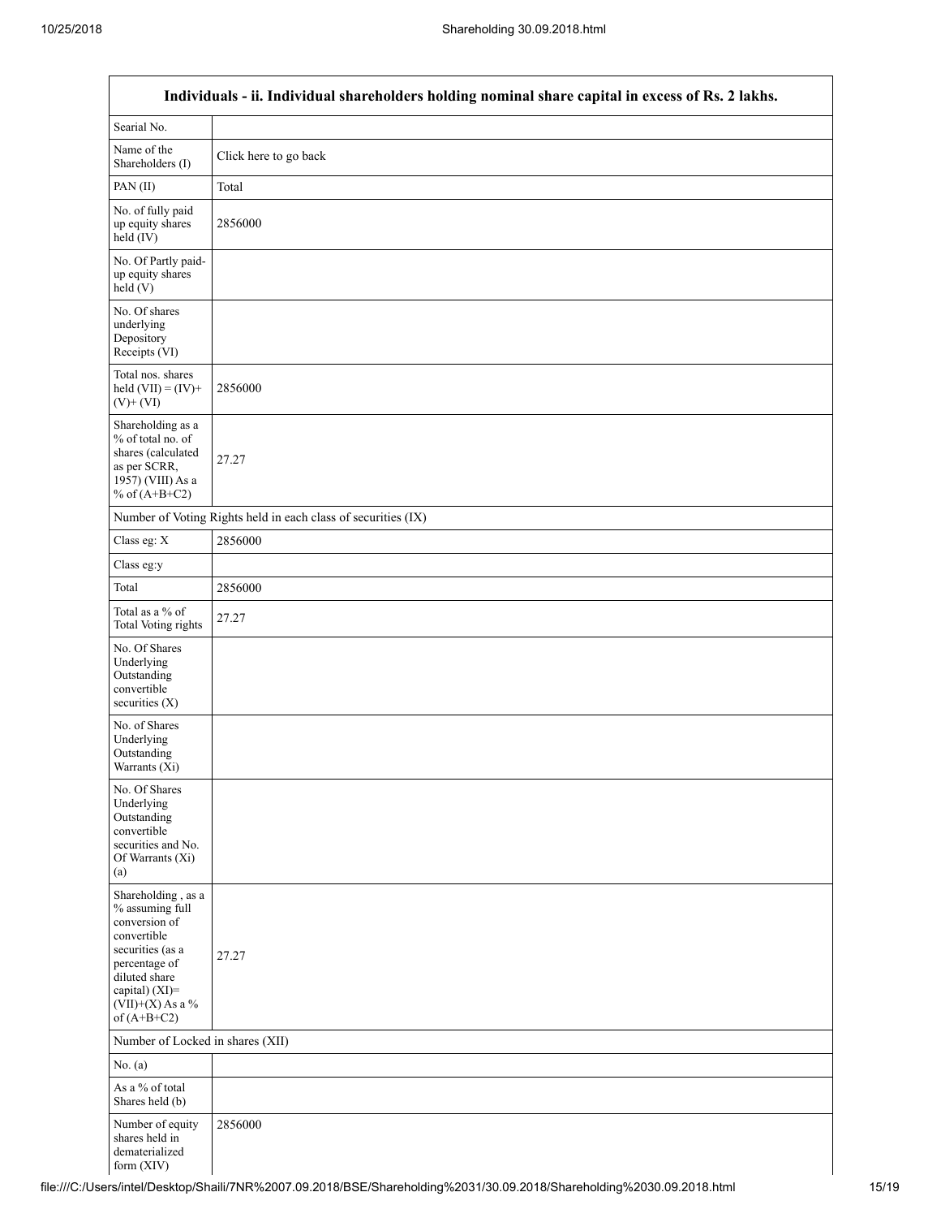| Individuals - ii. Individual shareholders holding nominal share capital in excess of Rs. 2 lakhs. | |
|---|---|
| Searial No. | |
| Name of the Shareholders (I) | Click here to go back |
| PAN (II) | Total |
| No. of fully paid up equity shares held (IV) | 2856000 |
| No. Of Partly paid-up equity shares held (V) | |
| No. Of shares underlying Depository Receipts (VI) | |
| Total nos. shares held (VII) = (IV)+ (V)+ (VI) | 2856000 |
| Shareholding as a % of total no. of shares (calculated as per SCRR, 1957) (VIII) As a % of (A+B+C2) | 27.27 |
| Number of Voting Rights held in each class of securities (IX) | |
| Class eg: X | 2856000 |
| Class eg:y | |
| Total | 2856000 |
| Total as a % of Total Voting rights | 27.27 |
| No. Of Shares Underlying Outstanding convertible securities (X) | |
| No. of Shares Underlying Outstanding Warrants (Xi) | |
| No. Of Shares Underlying Outstanding convertible securities and No. Of Warrants (Xi) (a) | |
| Shareholding , as a % assuming full conversion of convertible securities (as a percentage of diluted share capital) (XI)= (VII)+(X) As a % of (A+B+C2) | 27.27 |
| Number of Locked in shares (XII) | |
| No. (a) | |
| As a % of total Shares held (b) | |
| Number of equity shares held in dematerialized form (XIV) | 2856000 |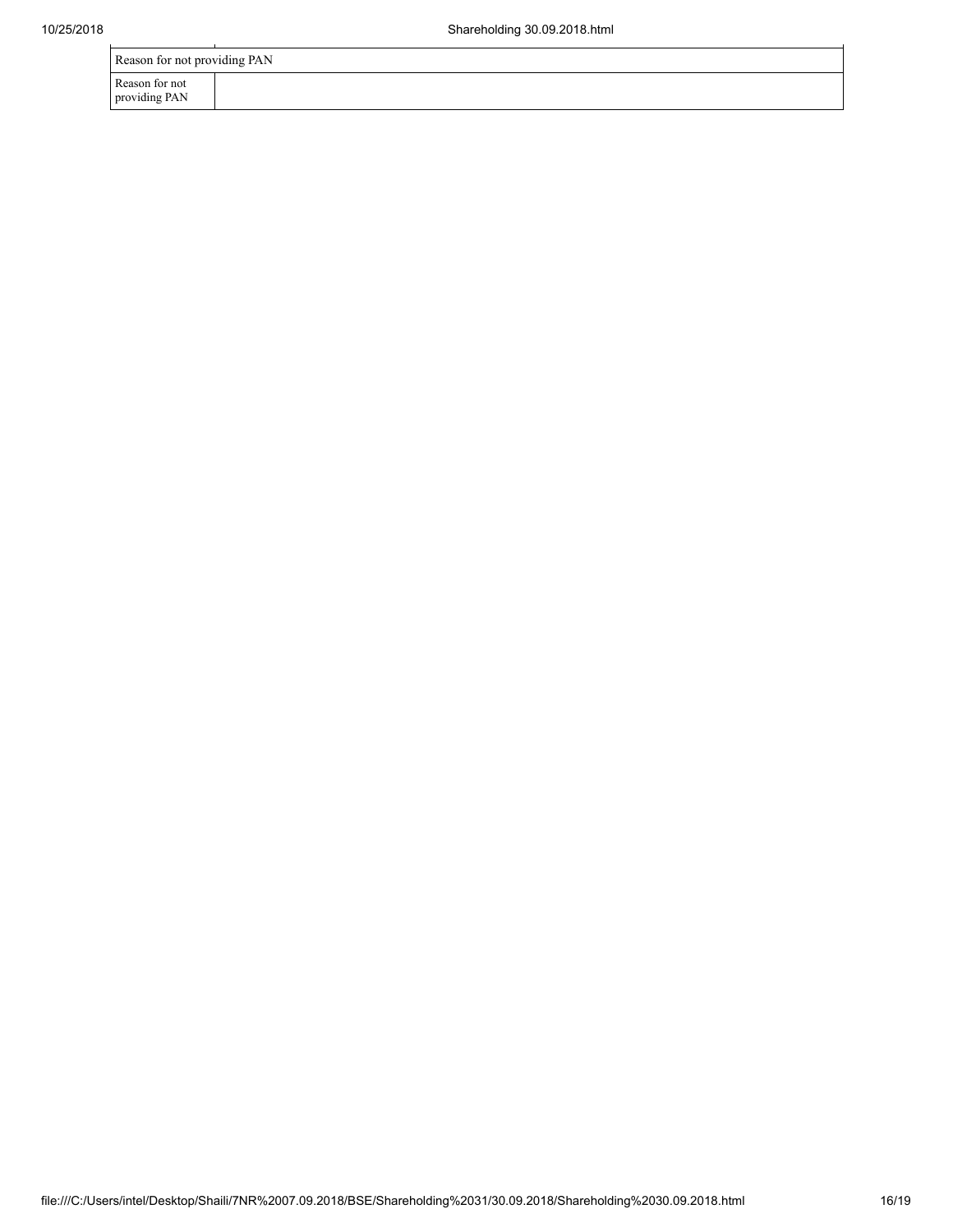| Reason for not providing PAN | |
|---|---|
| Reason for not providing PAN | |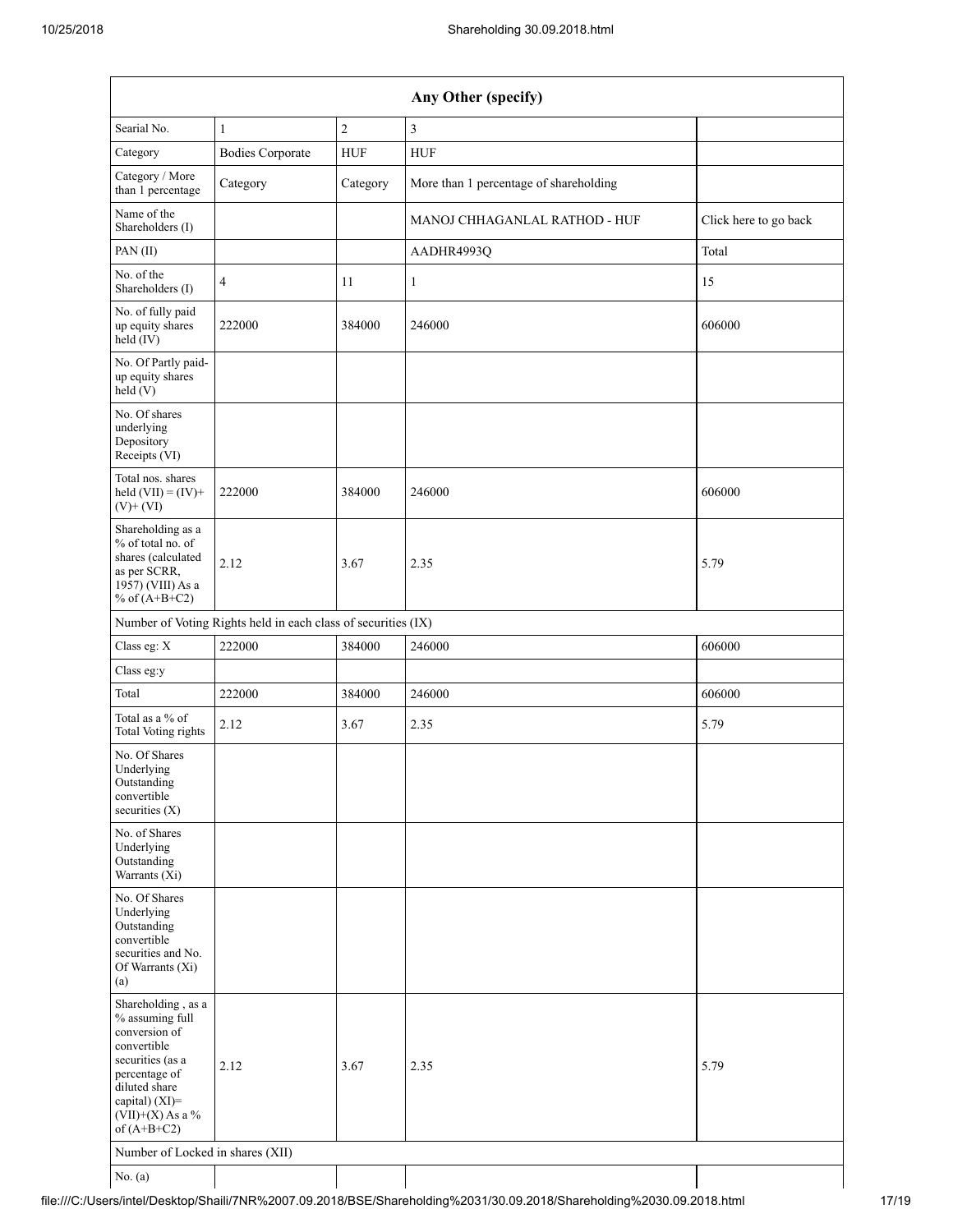| Any Other (specify) | | | | |
|---|---|---|---|---|
| Searial No. | 1 | 2 | 3 | |
| Category | Bodies Corporate | HUF | HUF | |
| Category / More than 1 percentage | Category | Category | More than 1 percentage of shareholding | |
| Name of the Shareholders (I) | | | MANOJ CHHAGANLAL RATHOD - HUF | Click here to go back |
| PAN (II) | | | AADHR4993Q | Total |
| No. of the Shareholders (I) | 4 | 11 | 1 | 15 |
| No. of fully paid up equity shares held (IV) | 222000 | 384000 | 246000 | 606000 |
| No. Of Partly paid-up equity shares held (V) | | | | |
| No. Of shares underlying Depository Receipts (VI) | | | | |
| Total nos. shares held (VII) = (IV)+ (V)+ (VI) | 222000 | 384000 | 246000 | 606000 |
| Shareholding as a % of total no. of shares (calculated as per SCRR, 1957) (VIII) As a % of (A+B+C2) | 2.12 | 3.67 | 2.35 | 5.79 |
| Number of Voting Rights held in each class of securities (IX) | | | | |
| Class eg: X | 222000 | 384000 | 246000 | 606000 |
| Class eg:y | | | | |
| Total | 222000 | 384000 | 246000 | 606000 |
| Total as a % of Total Voting rights | 2.12 | 3.67 | 2.35 | 5.79 |
| No. Of Shares Underlying Outstanding convertible securities (X) | | | | |
| No. of Shares Underlying Outstanding Warrants (Xi) | | | | |
| No. Of Shares Underlying Outstanding convertible securities and No. Of Warrants (Xi) (a) | | | | |
| Shareholding , as a % assuming full conversion of convertible securities (as a percentage of diluted share capital) (XI)= (VII)+(X) As a % of (A+B+C2) | 2.12 | 3.67 | 2.35 | 5.79 |
| Number of Locked in shares (XII) | | | | |
| No. (a) | | | | |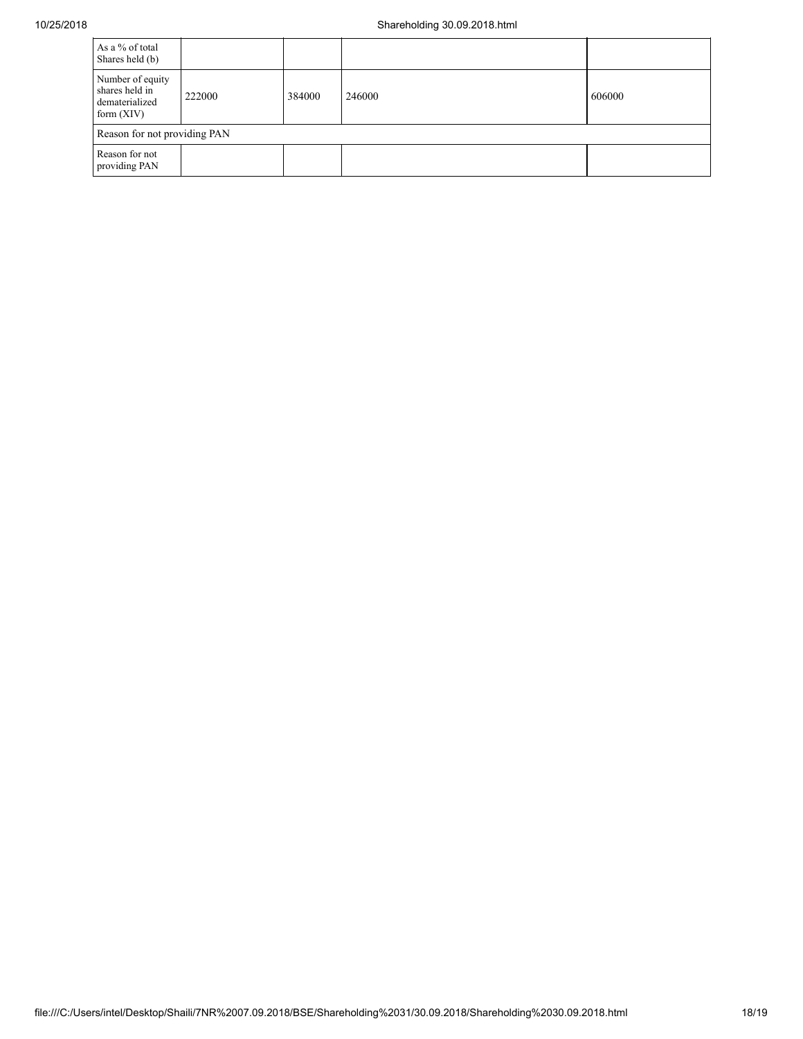| | | | | |
|---|---|---|---|---|
| As a % of total Shares held (b) | | | | |
| Number of equity shares held in dematerialized form (XIV) | 222000 | 384000 | 246000 | 606000 |
| Reason for not providing PAN | | | | |
| Reason for not providing PAN | | | | |